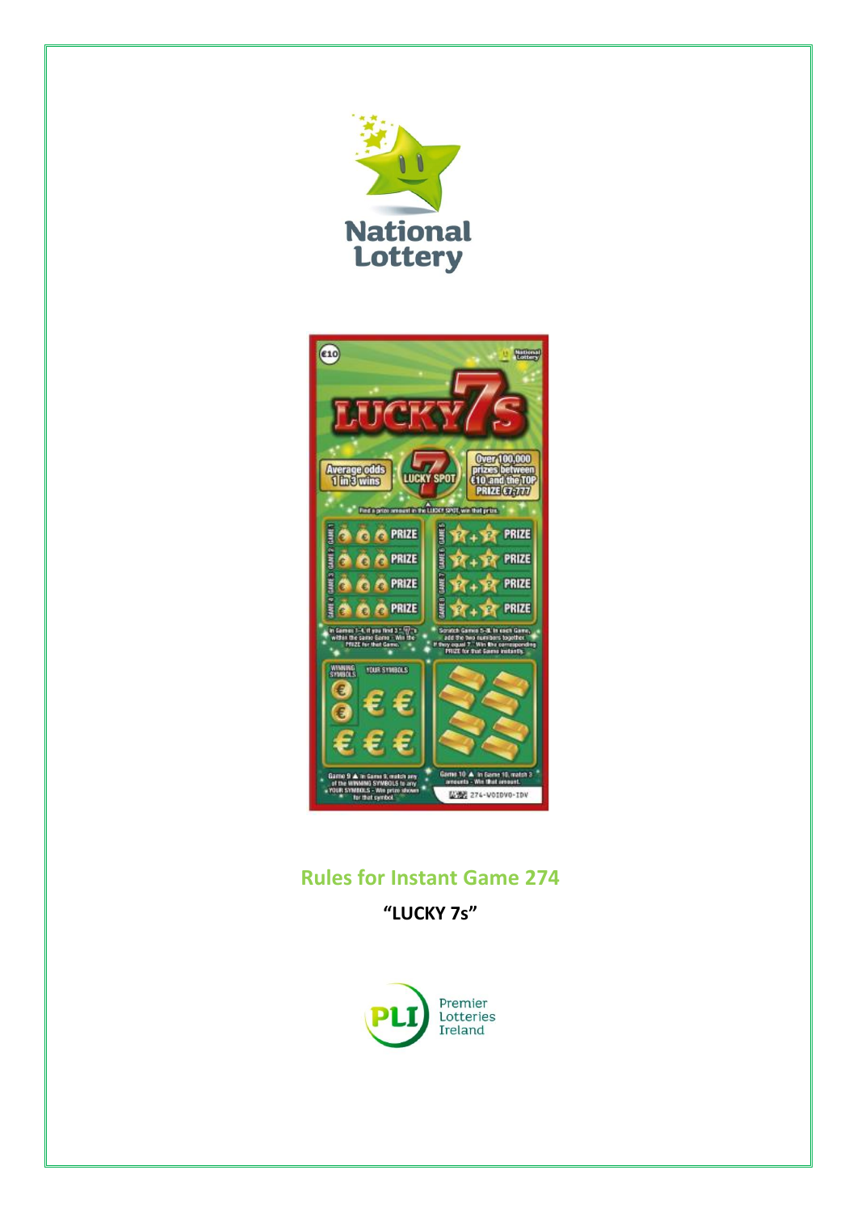# Rules for Instant Game 274

**"LUCKY 7s"**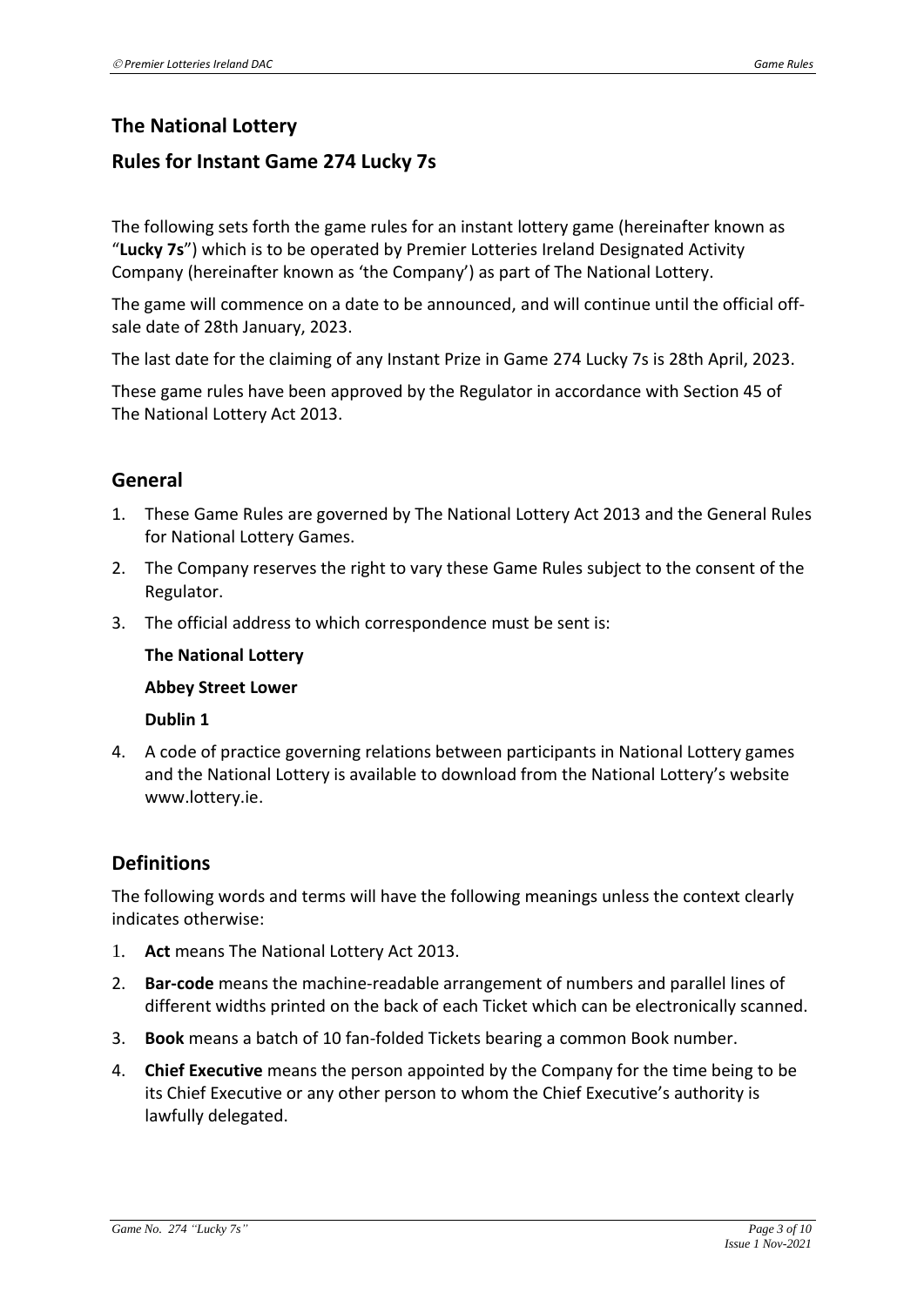## The National Lottery

## Rules for Instant Game 274 Lucky 7s

The following sets forth the game rules for an instant lottery game (hereinafter known as "**Lucky 7s**") which is to be operated by Premier Lotteries Ireland Designated Activity Company (hereinafter known as 'the Company') as part of The National Lottery.

The game will commence on a date to be announced, and will continue until the official off-sale date of 28th January, 2023.

The last date for the claiming of any Instant Prize in Game 274 Lucky 7s is 28th April, 2023.

These game rules have been approved by the Regulator in accordance with Section 45 of The National Lottery Act 2013.

## General

1. These Game Rules are governed by The National Lottery Act 2013 and the General Rules for National Lottery Games.
2. The Company reserves the right to vary these Game Rules subject to the consent of the Regulator.
3. The official address to which correspondence must be sent is:

   **The National Lottery**

   **Abbey Street Lower**

   **Dublin 1**

4. A code of practice governing relations between participants in National Lottery games and the National Lottery is available to download from the National Lottery's website www.lottery.ie.

## Definitions

The following words and terms will have the following meanings unless the context clearly indicates otherwise:

1. **Act** means The National Lottery Act 2013.
2. **Bar-code** means the machine-readable arrangement of numbers and parallel lines of different widths printed on the back of each Ticket which can be electronically scanned.
3. **Book** means a batch of 10 fan-folded Tickets bearing a common Book number.
4. **Chief Executive** means the person appointed by the Company for the time being to be its Chief Executive or any other person to whom the Chief Executive's authority is lawfully delegated.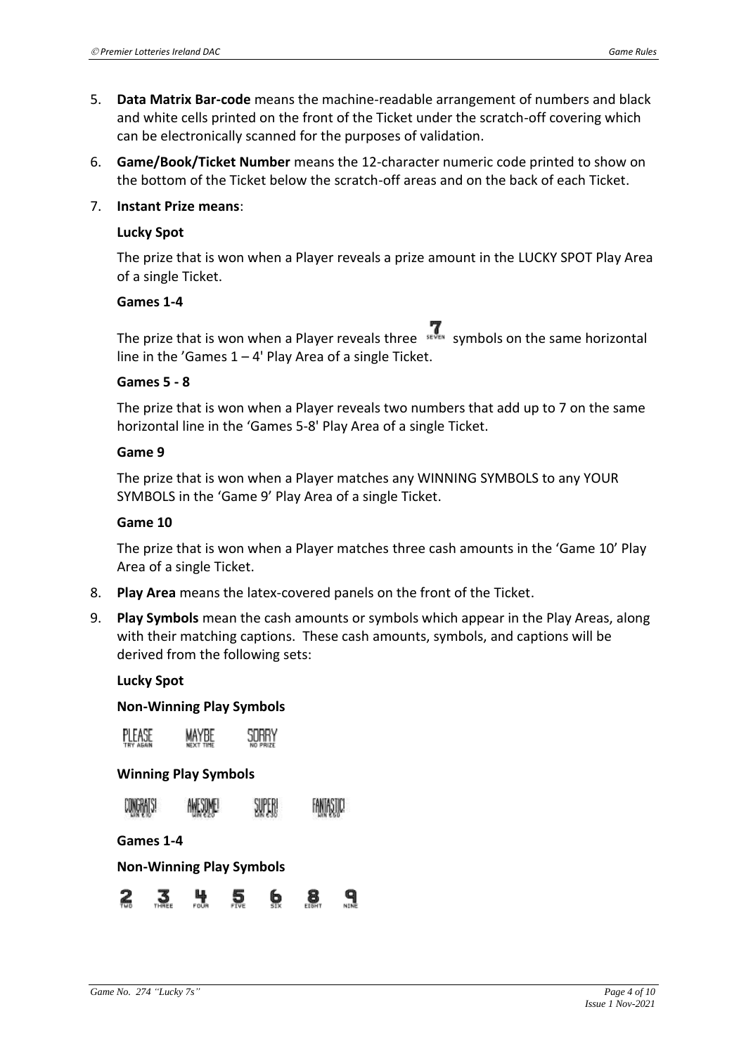5. **Data Matrix Bar-code** means the machine-readable arrangement of numbers and black and white cells printed on the front of the Ticket under the scratch-off covering which can be electronically scanned for the purposes of validation.

6. **Game/Book/Ticket Number** means the 12-character numeric code printed to show on the bottom of the Ticket below the scratch-off areas and on the back of each Ticket.

7. **Instant Prize means**:

   **Lucky Spot**

   The prize that is won when a Player reveals a prize amount in the LUCKY SPOT Play Area of a single Ticket.

   **Games 1-4**

   The prize that is won when a Player reveals three 7 (SEVEN) symbols on the same horizontal line in the 'Games 1 – 4' Play Area of a single Ticket.

   **Games 5 - 8**

   The prize that is won when a Player reveals two numbers that add up to 7 on the same horizontal line in the 'Games 5-8' Play Area of a single Ticket.

   **Game 9**

   The prize that is won when a Player matches any WINNING SYMBOLS to any YOUR SYMBOLS in the 'Game 9' Play Area of a single Ticket.

   **Game 10**

   The prize that is won when a Player matches three cash amounts in the 'Game 10' Play Area of a single Ticket.

8. **Play Area** means the latex-covered panels on the front of the Ticket.

9. **Play Symbols** mean the cash amounts or symbols which appear in the Play Areas, along with their matching captions. These cash amounts, symbols, and captions will be derived from the following sets:

   **Lucky Spot**

   **Non-Winning Play Symbols**

   PLEASE (TRY AGAIN) MAYBE (NEXT TIME) SORRY (NO PRIZE)

   **Winning Play Symbols**

   CONGRATS! (WIN €10) AWESOME! (WIN €20) SUPER! (WIN €30) FANTASTIC! (WIN €50)

   **Games 1-4**

   **Non-Winning Play Symbols**

   2 (TWO) 3 (THREE) 4 (FOUR) 5 (FIVE) 6 (SIX) 8 (EIGHT) 9 (NINE)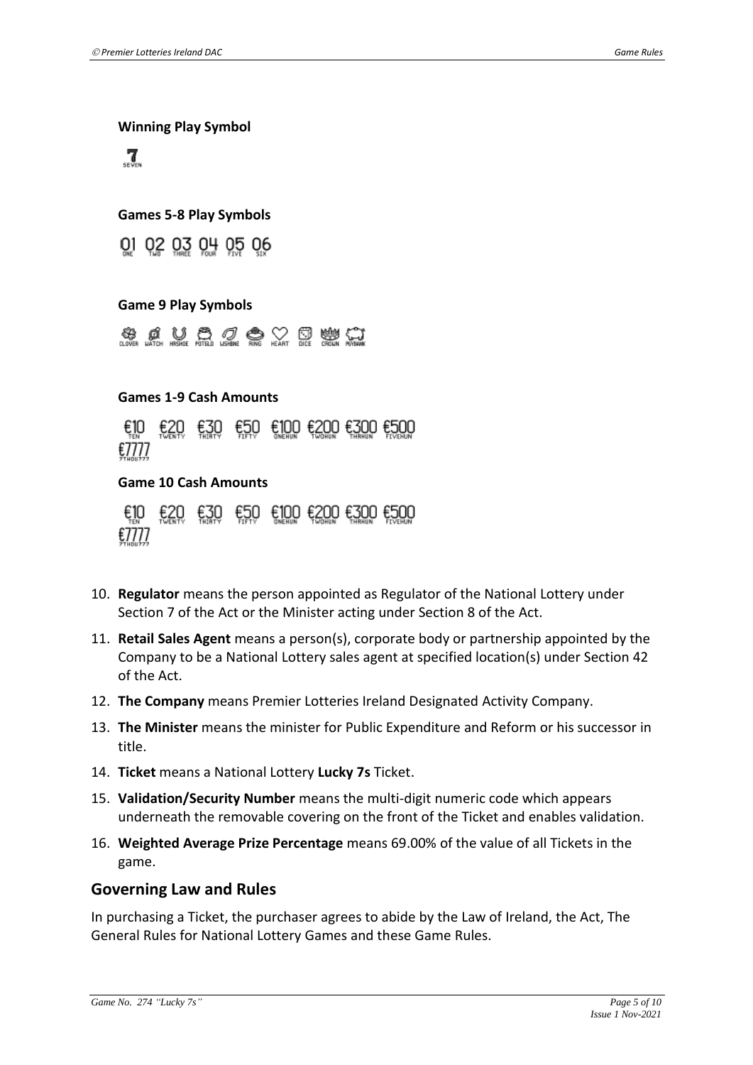**Winning Play Symbol**

7
SEVEN

**Games 5-8 Play Symbols**

01 02 03 04 05 06
ONE TWO THREE FOUR FIVE SIX

**Game 9 Play Symbols**

CLOVER WATCH HRSHOE POTGLD WSHBNE RING HEART DICE CROWN PGYBANK

**Games 1-9 Cash Amounts**

€10 €20 €30 €50 €100 €200 €300 €500 €7777
TEN TWENTY THIRTY FIFTY ONEHUN TWOHUN THRHUN FIVEHUN 7THOU777

**Game 10 Cash Amounts**

€10 €20 €30 €50 €100 €200 €300 €500 €7777
TEN TWENTY THIRTY FIFTY ONEHUN TWOHUN THRHUN FIVEHUN 7THOU777

10. **Regulator** means the person appointed as Regulator of the National Lottery under Section 7 of the Act or the Minister acting under Section 8 of the Act.
11. **Retail Sales Agent** means a person(s), corporate body or partnership appointed by the Company to be a National Lottery sales agent at specified location(s) under Section 42 of the Act.
12. **The Company** means Premier Lotteries Ireland Designated Activity Company.
13. **The Minister** means the minister for Public Expenditure and Reform or his successor in title.
14. **Ticket** means a National Lottery **Lucky 7s** Ticket.
15. **Validation/Security Number** means the multi-digit numeric code which appears underneath the removable covering on the front of the Ticket and enables validation.
16. **Weighted Average Prize Percentage** means 69.00% of the value of all Tickets in the game.

## Governing Law and Rules

In purchasing a Ticket, the purchaser agrees to abide by the Law of Ireland, the Act, The General Rules for National Lottery Games and these Game Rules.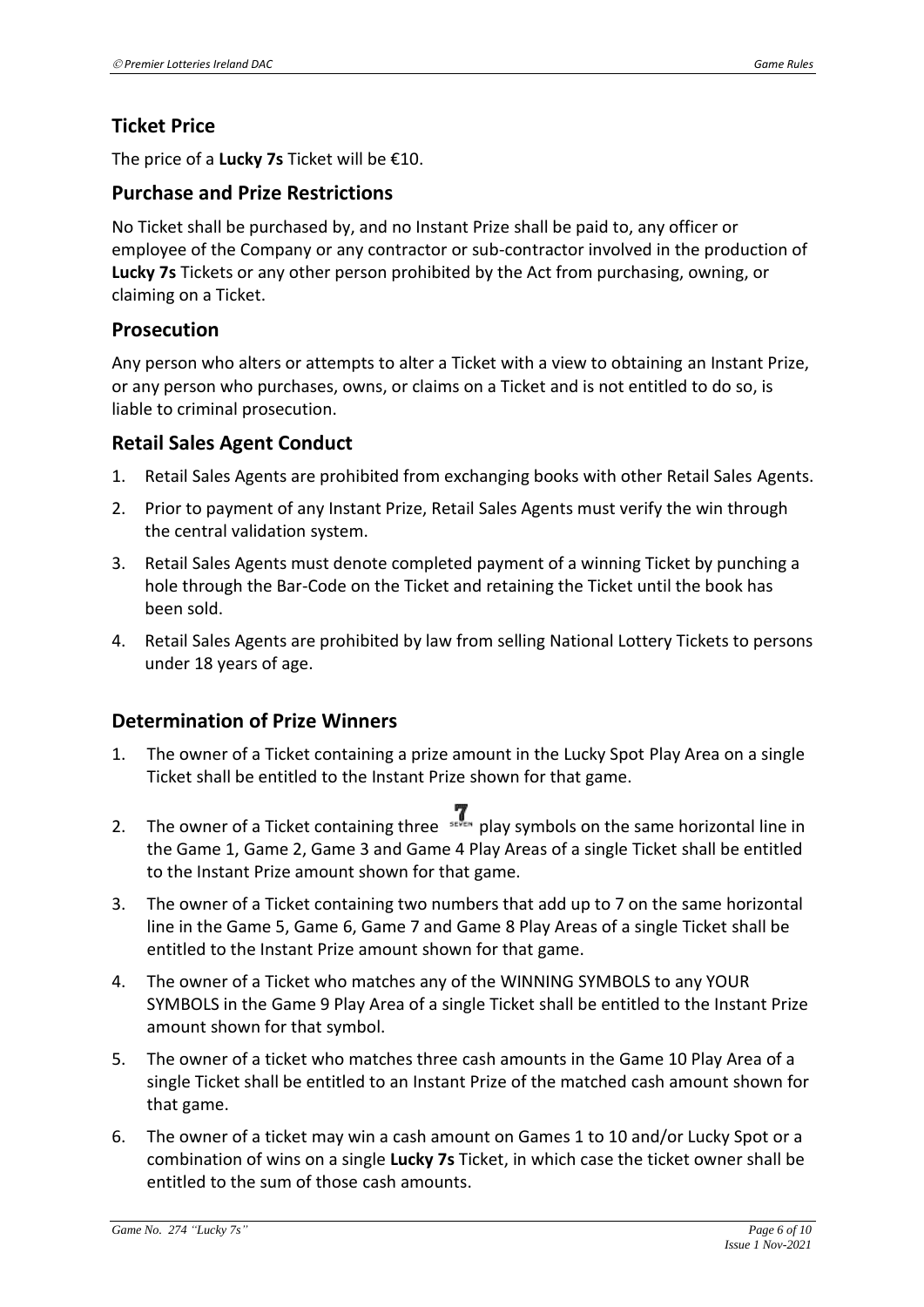## Ticket Price

The price of a **Lucky 7s** Ticket will be €10.

## Purchase and Prize Restrictions

No Ticket shall be purchased by, and no Instant Prize shall be paid to, any officer or employee of the Company or any contractor or sub-contractor involved in the production of **Lucky 7s** Tickets or any other person prohibited by the Act from purchasing, owning, or claiming on a Ticket.

## Prosecution

Any person who alters or attempts to alter a Ticket with a view to obtaining an Instant Prize, or any person who purchases, owns, or claims on a Ticket and is not entitled to do so, is liable to criminal prosecution.

## Retail Sales Agent Conduct

1. Retail Sales Agents are prohibited from exchanging books with other Retail Sales Agents.
2. Prior to payment of any Instant Prize, Retail Sales Agents must verify the win through the central validation system.
3. Retail Sales Agents must denote completed payment of a winning Ticket by punching a hole through the Bar-Code on the Ticket and retaining the Ticket until the book has been sold.
4. Retail Sales Agents are prohibited by law from selling National Lottery Tickets to persons under 18 years of age.

## Determination of Prize Winners

1. The owner of a Ticket containing a prize amount in the Lucky Spot Play Area on a single Ticket shall be entitled to the Instant Prize shown for that game.
2. The owner of a Ticket containing three 7 play symbols on the same horizontal line in the Game 1, Game 2, Game 3 and Game 4 Play Areas of a single Ticket shall be entitled to the Instant Prize amount shown for that game.
3. The owner of a Ticket containing two numbers that add up to 7 on the same horizontal line in the Game 5, Game 6, Game 7 and Game 8 Play Areas of a single Ticket shall be entitled to the Instant Prize amount shown for that game.
4. The owner of a Ticket who matches any of the WINNING SYMBOLS to any YOUR SYMBOLS in the Game 9 Play Area of a single Ticket shall be entitled to the Instant Prize amount shown for that symbol.
5. The owner of a ticket who matches three cash amounts in the Game 10 Play Area of a single Ticket shall be entitled to an Instant Prize of the matched cash amount shown for that game.
6. The owner of a ticket may win a cash amount on Games 1 to 10 and/or Lucky Spot or a combination of wins on a single **Lucky 7s** Ticket, in which case the ticket owner shall be entitled to the sum of those cash amounts.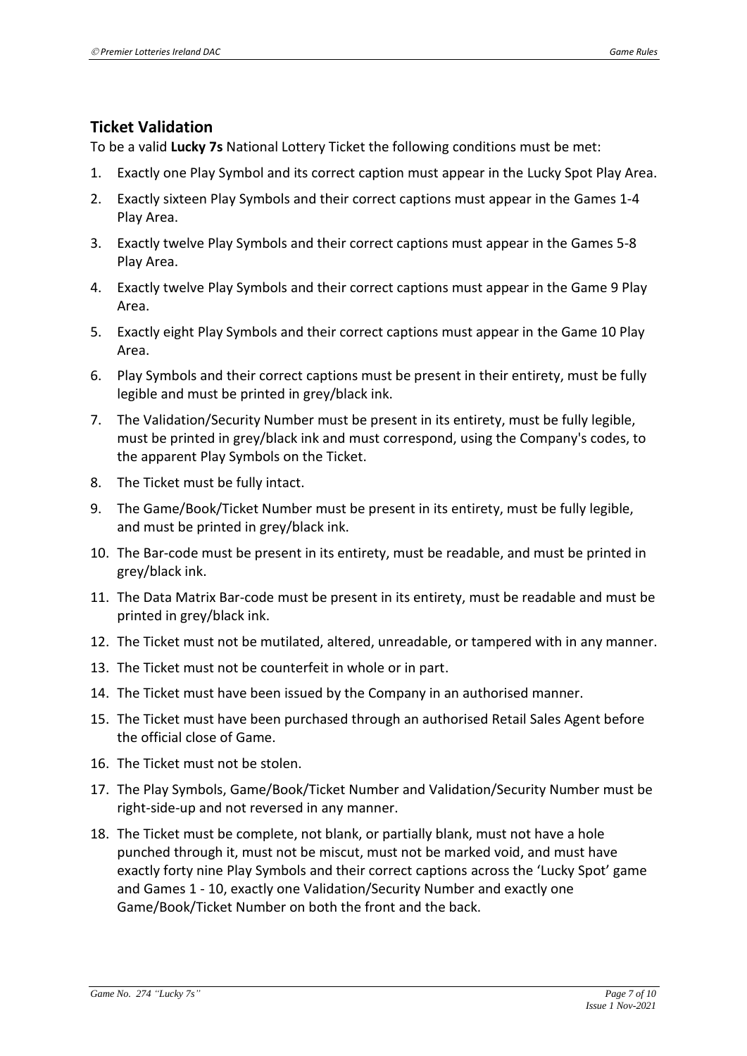## Ticket Validation

To be a valid **Lucky 7s** National Lottery Ticket the following conditions must be met:

1. Exactly one Play Symbol and its correct caption must appear in the Lucky Spot Play Area.
2. Exactly sixteen Play Symbols and their correct captions must appear in the Games 1-4 Play Area.
3. Exactly twelve Play Symbols and their correct captions must appear in the Games 5-8 Play Area.
4. Exactly twelve Play Symbols and their correct captions must appear in the Game 9 Play Area.
5. Exactly eight Play Symbols and their correct captions must appear in the Game 10 Play Area.
6. Play Symbols and their correct captions must be present in their entirety, must be fully legible and must be printed in grey/black ink.
7. The Validation/Security Number must be present in its entirety, must be fully legible, must be printed in grey/black ink and must correspond, using the Company's codes, to the apparent Play Symbols on the Ticket.
8. The Ticket must be fully intact.
9. The Game/Book/Ticket Number must be present in its entirety, must be fully legible, and must be printed in grey/black ink.
10. The Bar-code must be present in its entirety, must be readable, and must be printed in grey/black ink.
11. The Data Matrix Bar-code must be present in its entirety, must be readable and must be printed in grey/black ink.
12. The Ticket must not be mutilated, altered, unreadable, or tampered with in any manner.
13. The Ticket must not be counterfeit in whole or in part.
14. The Ticket must have been issued by the Company in an authorised manner.
15. The Ticket must have been purchased through an authorised Retail Sales Agent before the official close of Game.
16. The Ticket must not be stolen.
17. The Play Symbols, Game/Book/Ticket Number and Validation/Security Number must be right-side-up and not reversed in any manner.
18. The Ticket must be complete, not blank, or partially blank, must not have a hole punched through it, must not be miscut, must not be marked void, and must have exactly forty nine Play Symbols and their correct captions across the 'Lucky Spot' game and Games 1 - 10, exactly one Validation/Security Number and exactly one Game/Book/Ticket Number on both the front and the back.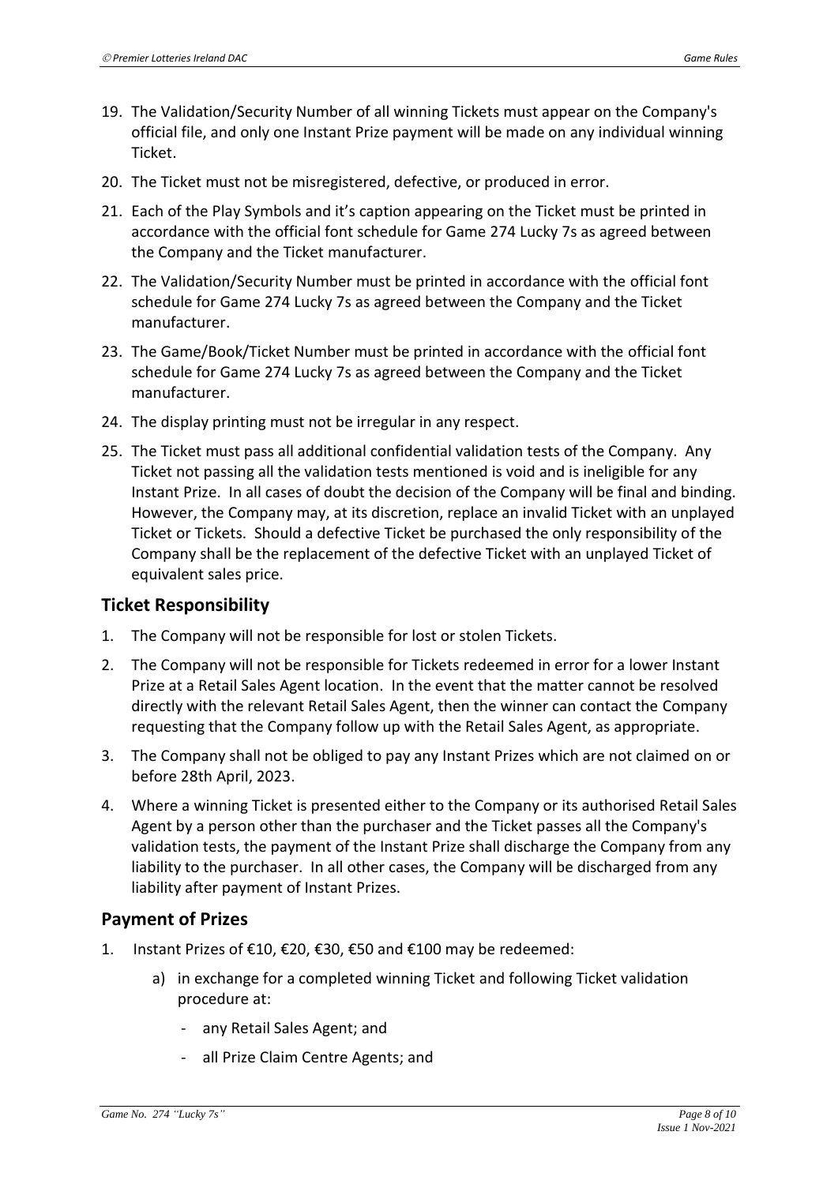19. The Validation/Security Number of all winning Tickets must appear on the Company's official file, and only one Instant Prize payment will be made on any individual winning Ticket.
20. The Ticket must not be misregistered, defective, or produced in error.
21. Each of the Play Symbols and it's caption appearing on the Ticket must be printed in accordance with the official font schedule for Game 274 Lucky 7s as agreed between the Company and the Ticket manufacturer.
22. The Validation/Security Number must be printed in accordance with the official font schedule for Game 274 Lucky 7s as agreed between the Company and the Ticket manufacturer.
23. The Game/Book/Ticket Number must be printed in accordance with the official font schedule for Game 274 Lucky 7s as agreed between the Company and the Ticket manufacturer.
24. The display printing must not be irregular in any respect.
25. The Ticket must pass all additional confidential validation tests of the Company. Any Ticket not passing all the validation tests mentioned is void and is ineligible for any Instant Prize. In all cases of doubt the decision of the Company will be final and binding. However, the Company may, at its discretion, replace an invalid Ticket with an unplayed Ticket or Tickets. Should a defective Ticket be purchased the only responsibility of the Company shall be the replacement of the defective Ticket with an unplayed Ticket of equivalent sales price.

## Ticket Responsibility

1. The Company will not be responsible for lost or stolen Tickets.
2. The Company will not be responsible for Tickets redeemed in error for a lower Instant Prize at a Retail Sales Agent location. In the event that the matter cannot be resolved directly with the relevant Retail Sales Agent, then the winner can contact the Company requesting that the Company follow up with the Retail Sales Agent, as appropriate.
3. The Company shall not be obliged to pay any Instant Prizes which are not claimed on or before 28th April, 2023.
4. Where a winning Ticket is presented either to the Company or its authorised Retail Sales Agent by a person other than the purchaser and the Ticket passes all the Company's validation tests, the payment of the Instant Prize shall discharge the Company from any liability to the purchaser. In all other cases, the Company will be discharged from any liability after payment of Instant Prizes.

## Payment of Prizes

1. Instant Prizes of €10, €20, €30, €50 and €100 may be redeemed:
   a) in exchange for a completed winning Ticket and following Ticket validation procedure at:
      - any Retail Sales Agent; and
      - all Prize Claim Centre Agents; and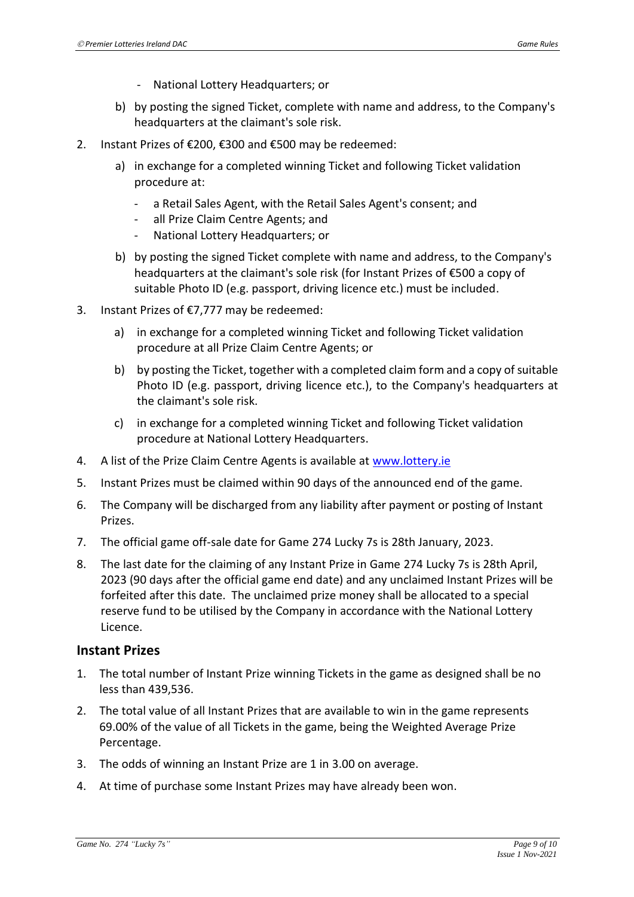- National Lottery Headquarters; or

   b) by posting the signed Ticket, complete with name and address, to the Company's headquarters at the claimant's sole risk.

2. Instant Prizes of €200, €300 and €500 may be redeemed:

   a) in exchange for a completed winning Ticket and following Ticket validation procedure at:

    - a Retail Sales Agent, with the Retail Sales Agent's consent; and
    - all Prize Claim Centre Agents; and
    - National Lottery Headquarters; or

   b) by posting the signed Ticket complete with name and address, to the Company's headquarters at the claimant's sole risk (for Instant Prizes of €500 a copy of suitable Photo ID (e.g. passport, driving licence etc.) must be included.

3. Instant Prizes of €7,777 may be redeemed:

   a) in exchange for a completed winning Ticket and following Ticket validation procedure at all Prize Claim Centre Agents; or

   b) by posting the Ticket, together with a completed claim form and a copy of suitable Photo ID (e.g. passport, driving licence etc.), to the Company's headquarters at the claimant's sole risk.

   c) in exchange for a completed winning Ticket and following Ticket validation procedure at National Lottery Headquarters.

4. A list of the Prize Claim Centre Agents is available at www.lottery.ie

5. Instant Prizes must be claimed within 90 days of the announced end of the game.

6. The Company will be discharged from any liability after payment or posting of Instant Prizes.

7. The official game off-sale date for Game 274 Lucky 7s is 28th January, 2023.

8. The last date for the claiming of any Instant Prize in Game 274 Lucky 7s is 28th April, 2023 (90 days after the official game end date) and any unclaimed Instant Prizes will be forfeited after this date. The unclaimed prize money shall be allocated to a special reserve fund to be utilised by the Company in accordance with the National Lottery Licence.

## Instant Prizes

1. The total number of Instant Prize winning Tickets in the game as designed shall be no less than 439,536.

2. The total value of all Instant Prizes that are available to win in the game represents 69.00% of the value of all Tickets in the game, being the Weighted Average Prize Percentage.

3. The odds of winning an Instant Prize are 1 in 3.00 on average.

4. At time of purchase some Instant Prizes may have already been won.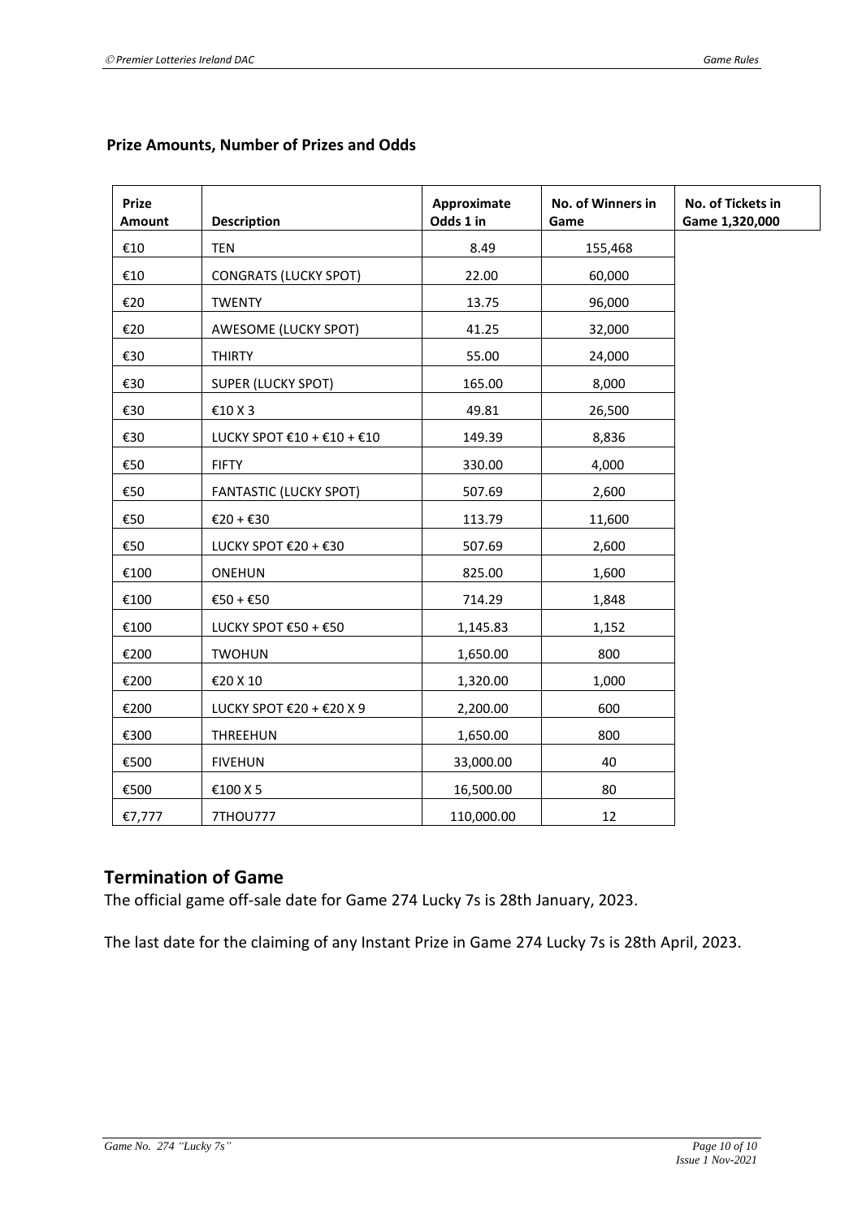## Prize Amounts, Number of Prizes and Odds

| Prize Amount | Description | Approximate Odds 1 in | No. of Winners in Game | No. of Tickets in Game 1,320,000 |
|---|---|---|---|---|
| €10 | TEN | 8.49 | 155,468 | |
| €10 | CONGRATS (LUCKY SPOT) | 22.00 | 60,000 | |
| €20 | TWENTY | 13.75 | 96,000 | |
| €20 | AWESOME (LUCKY SPOT) | 41.25 | 32,000 | |
| €30 | THIRTY | 55.00 | 24,000 | |
| €30 | SUPER (LUCKY SPOT) | 165.00 | 8,000 | |
| €30 | €10 X 3 | 49.81 | 26,500 | |
| €30 | LUCKY SPOT €10 + €10 + €10 | 149.39 | 8,836 | |
| €50 | FIFTY | 330.00 | 4,000 | |
| €50 | FANTASTIC (LUCKY SPOT) | 507.69 | 2,600 | |
| €50 | €20 + €30 | 113.79 | 11,600 | |
| €50 | LUCKY SPOT €20 + €30 | 507.69 | 2,600 | |
| €100 | ONEHUN | 825.00 | 1,600 | |
| €100 | €50 + €50 | 714.29 | 1,848 | |
| €100 | LUCKY SPOT €50 + €50 | 1,145.83 | 1,152 | |
| €200 | TWOHUN | 1,650.00 | 800 | |
| €200 | €20 X 10 | 1,320.00 | 1,000 | |
| €200 | LUCKY SPOT €20 + €20 X 9 | 2,200.00 | 600 | |
| €300 | THREEHUN | 1,650.00 | 800 | |
| €500 | FIVEHUN | 33,000.00 | 40 | |
| €500 | €100 X 5 | 16,500.00 | 80 | |
| €7,777 | 7THOU777 | 110,000.00 | 12 | |

## Termination of Game

The official game off-sale date for Game 274 Lucky 7s is 28th January, 2023.

The last date for the claiming of any Instant Prize in Game 274 Lucky 7s is 28th April, 2023.